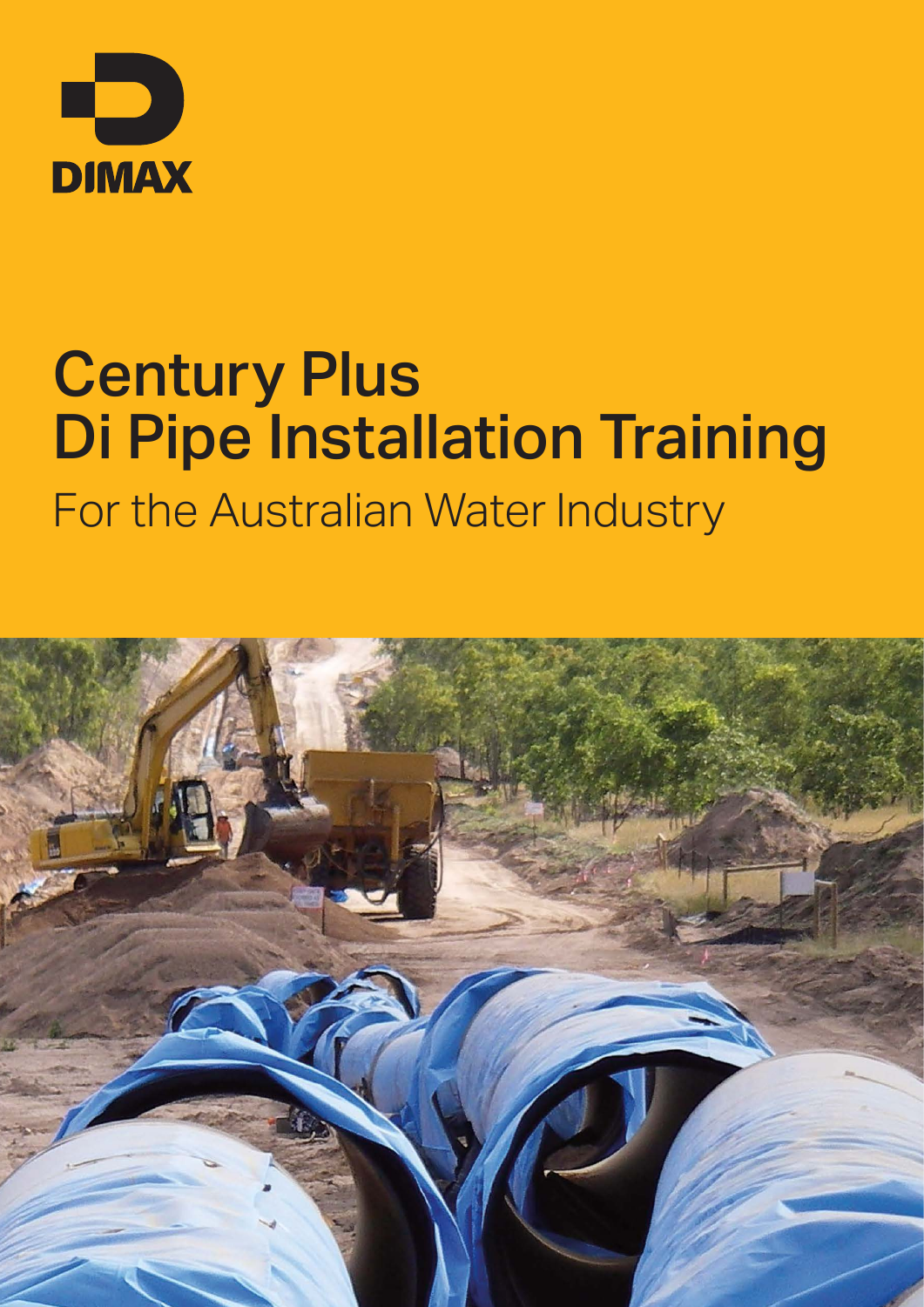DIMAX

# Century Plus Di Pipe Installation Training

## For the Australian Water Industry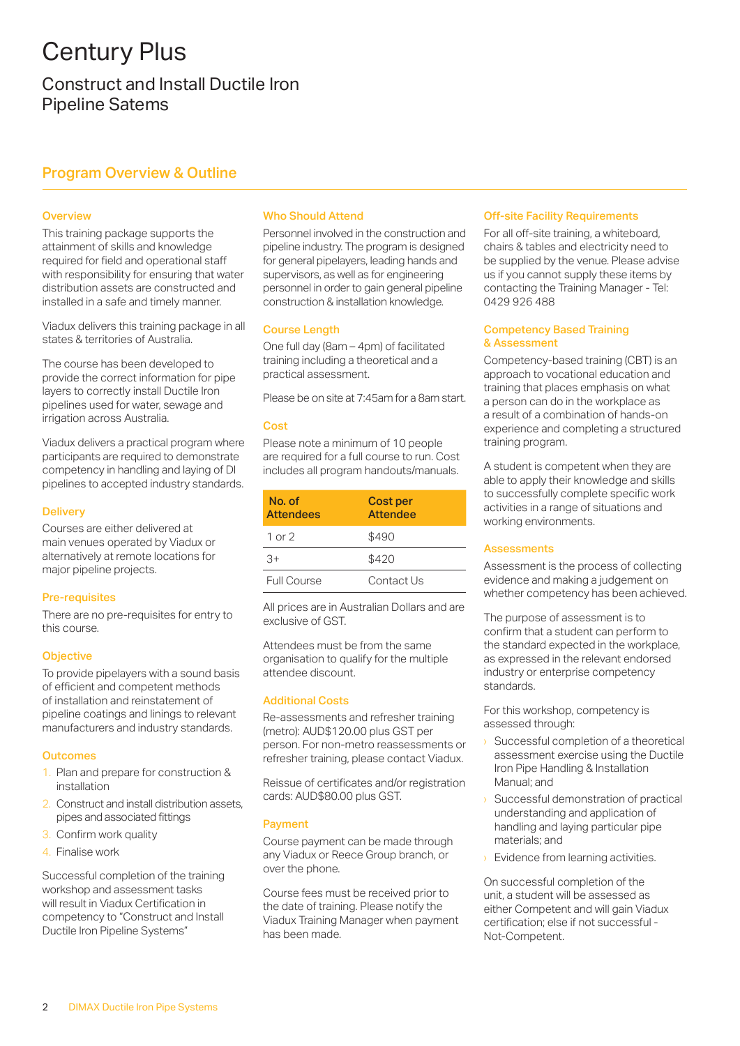# Century Plus

## Construct and Install Ductile Iron Pipeline Satems

## Program Overview & Outline

### Overview

This training package supports the attainment of skills and knowledge required for field and operational staff with responsibility for ensuring that water distribution assets are constructed and installed in a safe and timely manner.

Viadux delivers this training package in all states & territories of Australia.

The course has been developed to provide the correct information for pipe layers to correctly install Ductile Iron pipelines used for water, sewage and irrigation across Australia.

Viadux delivers a practical program where participants are required to demonstrate competency in handling and laying of DI pipelines to accepted industry standards.

### Delivery

Courses are either delivered at main venues operated by Viadux or alternatively at remote locations for major pipeline projects.

### Pre-requisites

There are no pre-requisites for entry to this course.

### Objective

To provide pipelayers with a sound basis of efficient and competent methods of installation and reinstatement of pipeline coatings and linings to relevant manufacturers and industry standards.

### Outcomes

1. Plan and prepare for construction & installation
2. Construct and install distribution assets, pipes and associated fittings
3. Confirm work quality
4. Finalise work

Successful completion of the training workshop and assessment tasks will result in Viadux Certification in competency to "Construct and Install Ductile Iron Pipeline Systems"

### Who Should Attend

Personnel involved in the construction and pipeline industry. The program is designed for general pipelayers, leading hands and supervisors, as well as for engineering personnel in order to gain general pipeline construction & installation knowledge.

### Course Length

One full day (8am – 4pm) of facilitated training including a theoretical and a practical assessment.

Please be on site at 7:45am for a 8am start.

### Cost

Please note a minimum of 10 people are required for a full course to run. Cost includes all program handouts/manuals.

| No. of Attendees | Cost per Attendee |
|---|---|
| 1 or 2 | $490 |
| 3+ | $420 |
| Full Course | Contact Us |

All prices are in Australian Dollars and are exclusive of GST.

Attendees must be from the same organisation to qualify for the multiple attendee discount.

### Additional Costs

Re-assessments and refresher training (metro): AUD$120.00 plus GST per person. For non-metro reassessments or refresher training, please contact Viadux.

Reissue of certificates and/or registration cards: AUD$80.00 plus GST.

### Payment

Course payment can be made through any Viadux or Reece Group branch, or over the phone.

Course fees must be received prior to the date of training. Please notify the Viadux Training Manager when payment has been made.

### Off-site Facility Requirements

For all off-site training, a whiteboard, chairs & tables and electricity need to be supplied by the venue. Please advise us if you cannot supply these items by contacting the Training Manager - Tel: 0429 926 488

### Competency Based Training & Assessment

Competency-based training (CBT) is an approach to vocational education and training that places emphasis on what a person can do in the workplace as a result of a combination of hands-on experience and completing a structured training program.

A student is competent when they are able to apply their knowledge and skills to successfully complete specific work activities in a range of situations and working environments.

### Assessments

Assessment is the process of collecting evidence and making a judgement on whether competency has been achieved.

The purpose of assessment is to confirm that a student can perform to the standard expected in the workplace, as expressed in the relevant endorsed industry or enterprise competency standards.

For this workshop, competency is assessed through:

- Successful completion of a theoretical assessment exercise using the Ductile Iron Pipe Handling & Installation Manual; and
- Successful demonstration of practical understanding and application of handling and laying particular pipe materials; and
- Evidence from learning activities.

On successful completion of the unit, a student will be assessed as either Competent and will gain Viadux certification; else if not successful - Not-Competent.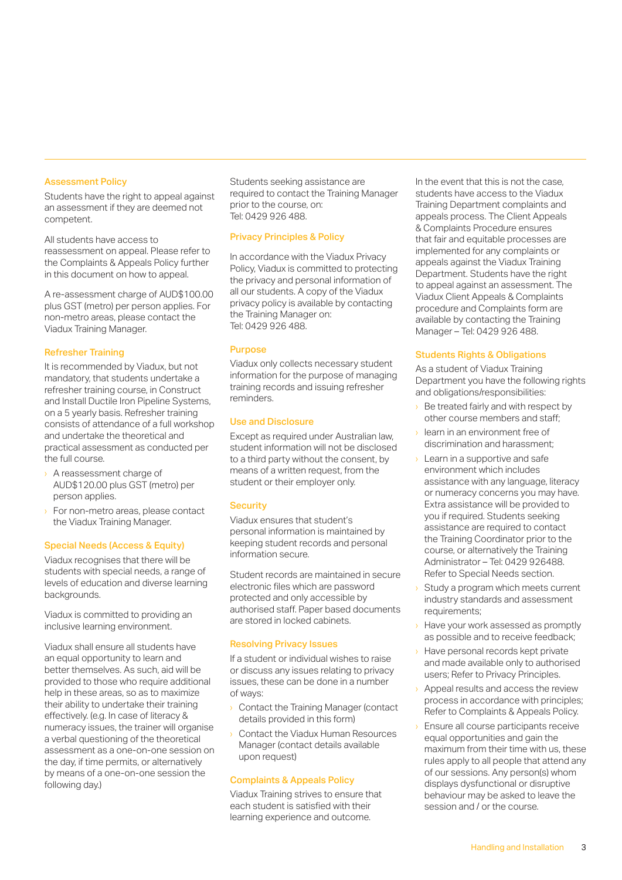## Assessment Policy

Students have the right to appeal against an assessment if they are deemed not competent.

All students have access to reassessment on appeal. Please refer to the Complaints & Appeals Policy further in this document on how to appeal.

A re-assessment charge of AUD$100.00 plus GST (metro) per person applies. For non-metro areas, please contact the Viadux Training Manager.

## Refresher Training

It is recommended by Viadux, but not mandatory, that students undertake a refresher training course, in Construct and Install Ductile Iron Pipeline Systems, on a 5 yearly basis. Refresher training consists of attendance of a full workshop and undertake the theoretical and practical assessment as conducted per the full course.

- A reassessment charge of AUD$120.00 plus GST (metro) per person applies.
- For non-metro areas, please contact the Viadux Training Manager.

## Special Needs (Access & Equity)

Viadux recognises that there will be students with special needs, a range of levels of education and diverse learning backgrounds.

Viadux is committed to providing an inclusive learning environment.

Viadux shall ensure all students have an equal opportunity to learn and better themselves. As such, aid will be provided to those who require additional help in these areas, so as to maximize their ability to undertake their training effectively. (e.g. In case of literacy & numeracy issues, the trainer will organise a verbal questioning of the theoretical assessment as a one-on-one session on the day, if time permits, or alternatively by means of a one-on-one session the following day.)

Students seeking assistance are required to contact the Training Manager prior to the course, on:
Tel: 0429 926 488.

## Privacy Principles & Policy

In accordance with the Viadux Privacy Policy, Viadux is committed to protecting the privacy and personal information of all our students. A copy of the Viadux privacy policy is available by contacting the Training Manager on:
Tel: 0429 926 488.

## Purpose

Viadux only collects necessary student information for the purpose of managing training records and issuing refresher reminders.

## Use and Disclosure

Except as required under Australian law, student information will not be disclosed to a third party without the consent, by means of a written request, from the student or their employer only.

## Security

Viadux ensures that student's personal information is maintained by keeping student records and personal information secure.

Student records are maintained in secure electronic files which are password protected and only accessible by authorised staff. Paper based documents are stored in locked cabinets.

## Resolving Privacy Issues

If a student or individual wishes to raise or discuss any issues relating to privacy issues, these can be done in a number of ways:

- Contact the Training Manager (contact details provided in this form)
- Contact the Viadux Human Resources Manager (contact details available upon request)

## Complaints & Appeals Policy

Viadux Training strives to ensure that each student is satisfied with their learning experience and outcome.

In the event that this is not the case, students have access to the Viadux Training Department complaints and appeals process. The Client Appeals & Complaints Procedure ensures that fair and equitable processes are implemented for any complaints or appeals against the Viadux Training Department. Students have the right to appeal against an assessment. The Viadux Client Appeals & Complaints procedure and Complaints form are available by contacting the Training Manager – Tel: 0429 926 488.

## Students Rights & Obligations

As a student of Viadux Training Department you have the following rights and obligations/responsibilities:

- Be treated fairly and with respect by other course members and staff;
- learn in an environment free of discrimination and harassment;
- Learn in a supportive and safe environment which includes assistance with any language, literacy or numeracy concerns you may have. Extra assistance will be provided to you if required. Students seeking assistance are required to contact the Training Coordinator prior to the course, or alternatively the Training Administrator – Tel: 0429 926488. Refer to Special Needs section.
- Study a program which meets current industry standards and assessment requirements;
- Have your work assessed as promptly as possible and to receive feedback;
- Have personal records kept private and made available only to authorised users; Refer to Privacy Principles.
- Appeal results and access the review process in accordance with principles; Refer to Complaints & Appeals Policy.
- Ensure all course participants receive equal opportunities and gain the maximum from their time with us, these rules apply to all people that attend any of our sessions. Any person(s) whom displays dysfunctional or disruptive behaviour may be asked to leave the session and / or the course.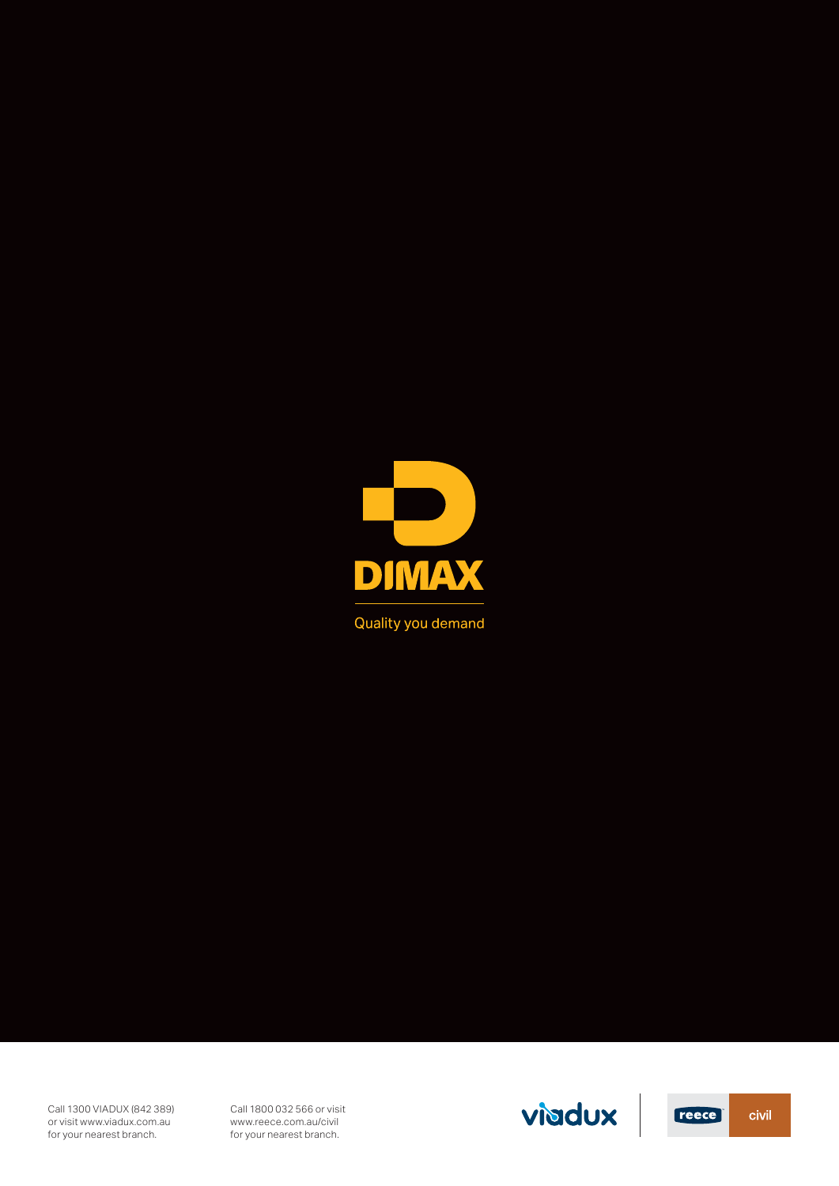DIMAX

Quality you demand

Call 1300 VIADUX (842 389)
or visit www.viadux.com.au
for your nearest branch.

Call 1800 032 566 or visit
www.reece.com.au/civil
for your nearest branch.

viadux

reece civil